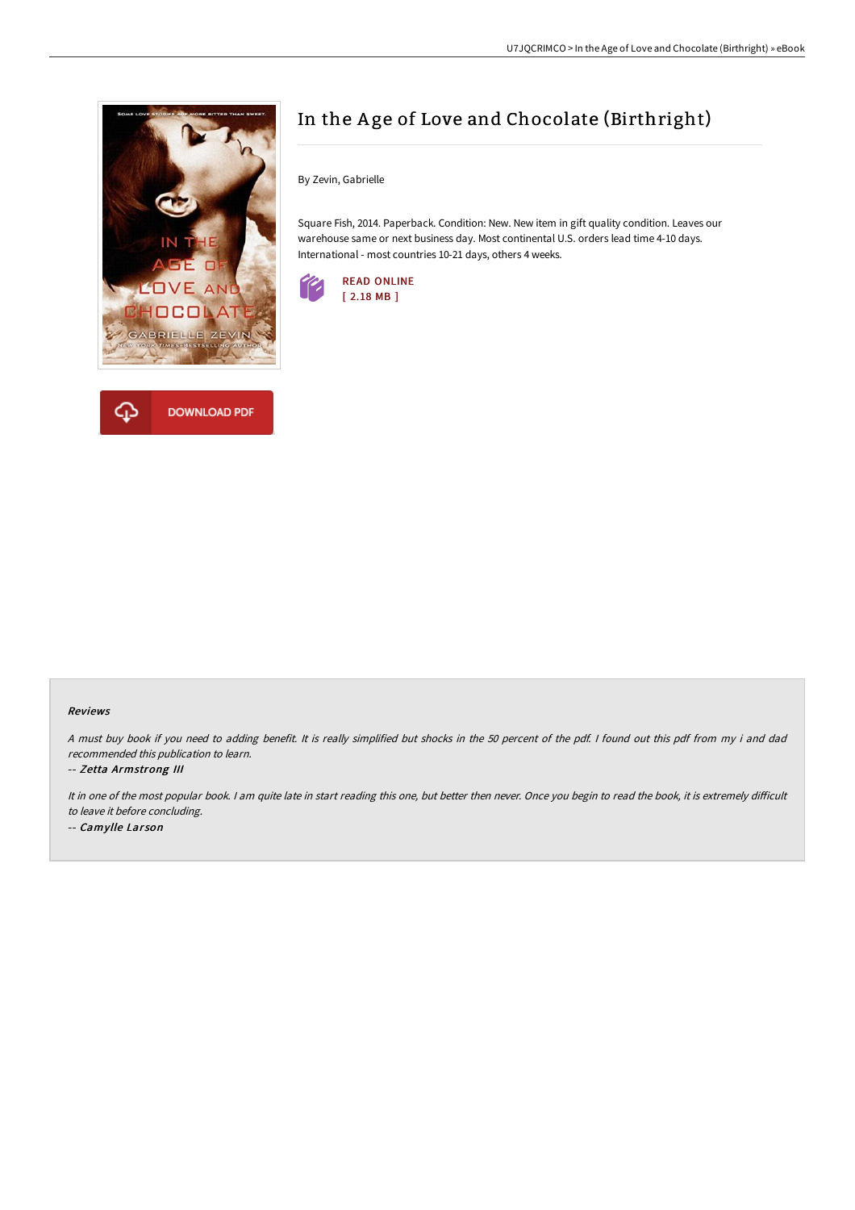# In the Age of Love and Chocolate (Birthright)

By Zevin, Gabrielle

Square Fish, 2014. Paperback. Condition: New. New item in gift quality condition. Leaves our warehouse same or next business day. Most continental U.S. orders lead time 4-10 days. International - most countries 10-21 days, others 4 weeks.

READ ONLINE
[ 2.18 MB ]

DOWNLOAD PDF

## Reviews

*A must buy book if you need to adding benefit. It is really simplified but shocks in the 50 percent of the pdf. I found out this pdf from my i and dad recommended this publication to learn.*

-- *Zetta Armstrong III*

*It in one of the most popular book. I am quite late in start reading this one, but better then never. Once you begin to read the book, it is extremely difficult to leave it before concluding.*

-- *Camylle Larson*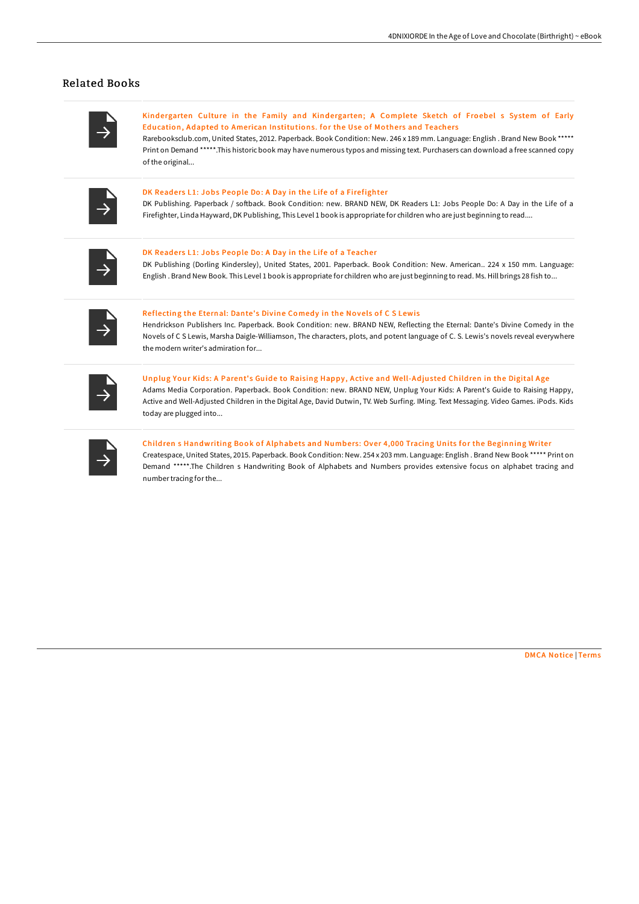## Related Books

**Kindergarten Culture in the Family and Kindergarten; A Complete Sketch of Froebel s System of Early Education, Adapted to American Institutions. for the Use of Mothers and Teachers**

Rarebooksclub.com, United States, 2012. Paperback. Book Condition: New. 246 x 189 mm. Language: English . Brand New Book ***** Print on Demand *****.This historic book may have numerous typos and missing text. Purchasers can download a free scanned copy of the original...

**DK Readers L1: Jobs People Do: A Day in the Life of a Firefighter**

DK Publishing. Paperback / softback. Book Condition: new. BRAND NEW, DK Readers L1: Jobs People Do: A Day in the Life of a Firefighter, Linda Hayward, DK Publishing, This Level 1 book is appropriate for children who are just beginning to read....

**DK Readers L1: Jobs People Do: A Day in the Life of a Teacher**

DK Publishing (Dorling Kindersley), United States, 2001. Paperback. Book Condition: New. American.. 224 x 150 mm. Language: English . Brand New Book. This Level 1 book is appropriate for children who are just beginning to read. Ms. Hill brings 28 fish to...

**Reflecting the Eternal: Dante's Divine Comedy in the Novels of C S Lewis**

Hendrickson Publishers Inc. Paperback. Book Condition: new. BRAND NEW, Reflecting the Eternal: Dante's Divine Comedy in the Novels of C S Lewis, Marsha Daigle-Williamson, The characters, plots, and potent language of C. S. Lewis's novels reveal everywhere the modern writer's admiration for...

**Unplug Your Kids: A Parent's Guide to Raising Happy, Active and Well-Adjusted Children in the Digital Age**

Adams Media Corporation. Paperback. Book Condition: new. BRAND NEW, Unplug Your Kids: A Parent's Guide to Raising Happy, Active and Well-Adjusted Children in the Digital Age, David Dutwin, TV. Web Surfing. IMing. Text Messaging. Video Games. iPods. Kids today are plugged into...

**Children s Handwriting Book of Alphabets and Numbers: Over 4,000 Tracing Units for the Beginning Writer**

Createspace, United States, 2015. Paperback. Book Condition: New. 254 x 203 mm. Language: English . Brand New Book ***** Print on Demand *****.The Children s Handwriting Book of Alphabets and Numbers provides extensive focus on alphabet tracing and number tracing for the...

DMCA Notice | Terms